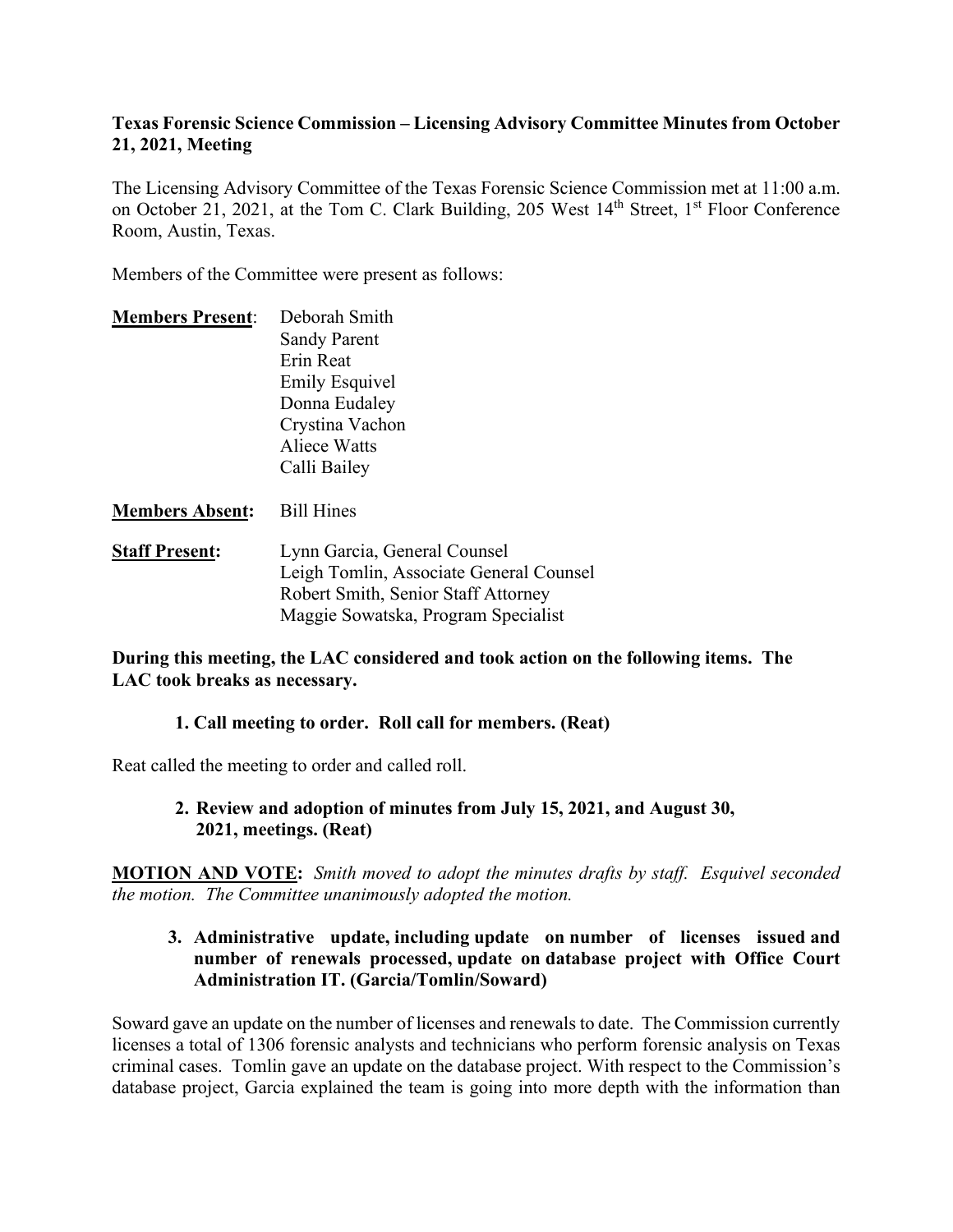**Texas Forensic Science Commission – Licensing Advisory Committee Minutes from October 21, 2021, Meeting**

The Licensing Advisory Committee of the Texas Forensic Science Commission met at 11:00 a.m. on October 21, 2021, at the Tom C. Clark Building, 205 West 14th Street, 1st Floor Conference Room, Austin, Texas.

Members of the Committee were present as follows:

**Members Present**: Deborah Smith
Sandy Parent
Erin Reat
Emily Esquivel
Donna Eudaley
Crystina Vachon
Aliece Watts
Calli Bailey

**Members Absent:** Bill Hines

**Staff Present:** Lynn Garcia, General Counsel
Leigh Tomlin, Associate General Counsel
Robert Smith, Senior Staff Attorney
Maggie Sowatska, Program Specialist

**During this meeting, the LAC considered and took action on the following items. The LAC took breaks as necessary.**

**1. Call meeting to order. Roll call for members. (Reat)**

Reat called the meeting to order and called roll.

**2. Review and adoption of minutes from July 15, 2021, and August 30, 2021, meetings. (Reat)**

**MOTION AND VOTE:** *Smith moved to adopt the minutes drafts by staff. Esquivel seconded the motion. The Committee unanimously adopted the motion.*

**3. Administrative update, including update on number of licenses issued and number of renewals processed, update on database project with Office Court Administration IT. (Garcia/Tomlin/Soward)**

Soward gave an update on the number of licenses and renewals to date. The Commission currently licenses a total of 1306 forensic analysts and technicians who perform forensic analysis on Texas criminal cases. Tomlin gave an update on the database project. With respect to the Commission's database project, Garcia explained the team is going into more depth with the information than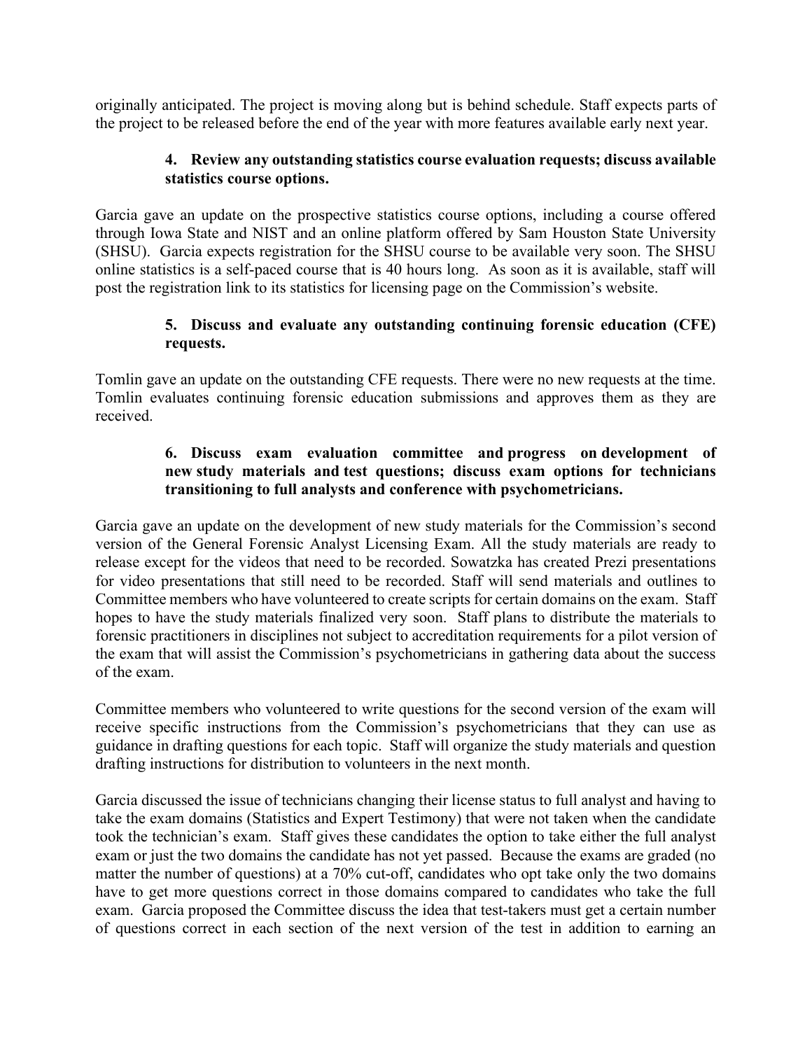originally anticipated. The project is moving along but is behind schedule. Staff expects parts of the project to be released before the end of the year with more features available early next year.

**4. Review any outstanding statistics course evaluation requests; discuss available statistics course options.**

Garcia gave an update on the prospective statistics course options, including a course offered through Iowa State and NIST and an online platform offered by Sam Houston State University (SHSU). Garcia expects registration for the SHSU course to be available very soon. The SHSU online statistics is a self-paced course that is 40 hours long. As soon as it is available, staff will post the registration link to its statistics for licensing page on the Commission's website.

**5. Discuss and evaluate any outstanding continuing forensic education (CFE) requests.**

Tomlin gave an update on the outstanding CFE requests. There were no new requests at the time. Tomlin evaluates continuing forensic education submissions and approves them as they are received.

**6. Discuss exam evaluation committee and progress on development of new study materials and test questions; discuss exam options for technicians transitioning to full analysts and conference with psychometricians.**

Garcia gave an update on the development of new study materials for the Commission's second version of the General Forensic Analyst Licensing Exam. All the study materials are ready to release except for the videos that need to be recorded. Sowatzka has created Prezi presentations for video presentations that still need to be recorded. Staff will send materials and outlines to Committee members who have volunteered to create scripts for certain domains on the exam. Staff hopes to have the study materials finalized very soon. Staff plans to distribute the materials to forensic practitioners in disciplines not subject to accreditation requirements for a pilot version of the exam that will assist the Commission's psychometricians in gathering data about the success of the exam.

Committee members who volunteered to write questions for the second version of the exam will receive specific instructions from the Commission's psychometricians that they can use as guidance in drafting questions for each topic. Staff will organize the study materials and question drafting instructions for distribution to volunteers in the next month.

Garcia discussed the issue of technicians changing their license status to full analyst and having to take the exam domains (Statistics and Expert Testimony) that were not taken when the candidate took the technician's exam. Staff gives these candidates the option to take either the full analyst exam or just the two domains the candidate has not yet passed. Because the exams are graded (no matter the number of questions) at a 70% cut-off, candidates who opt take only the two domains have to get more questions correct in those domains compared to candidates who take the full exam. Garcia proposed the Committee discuss the idea that test-takers must get a certain number of questions correct in each section of the next version of the test in addition to earning an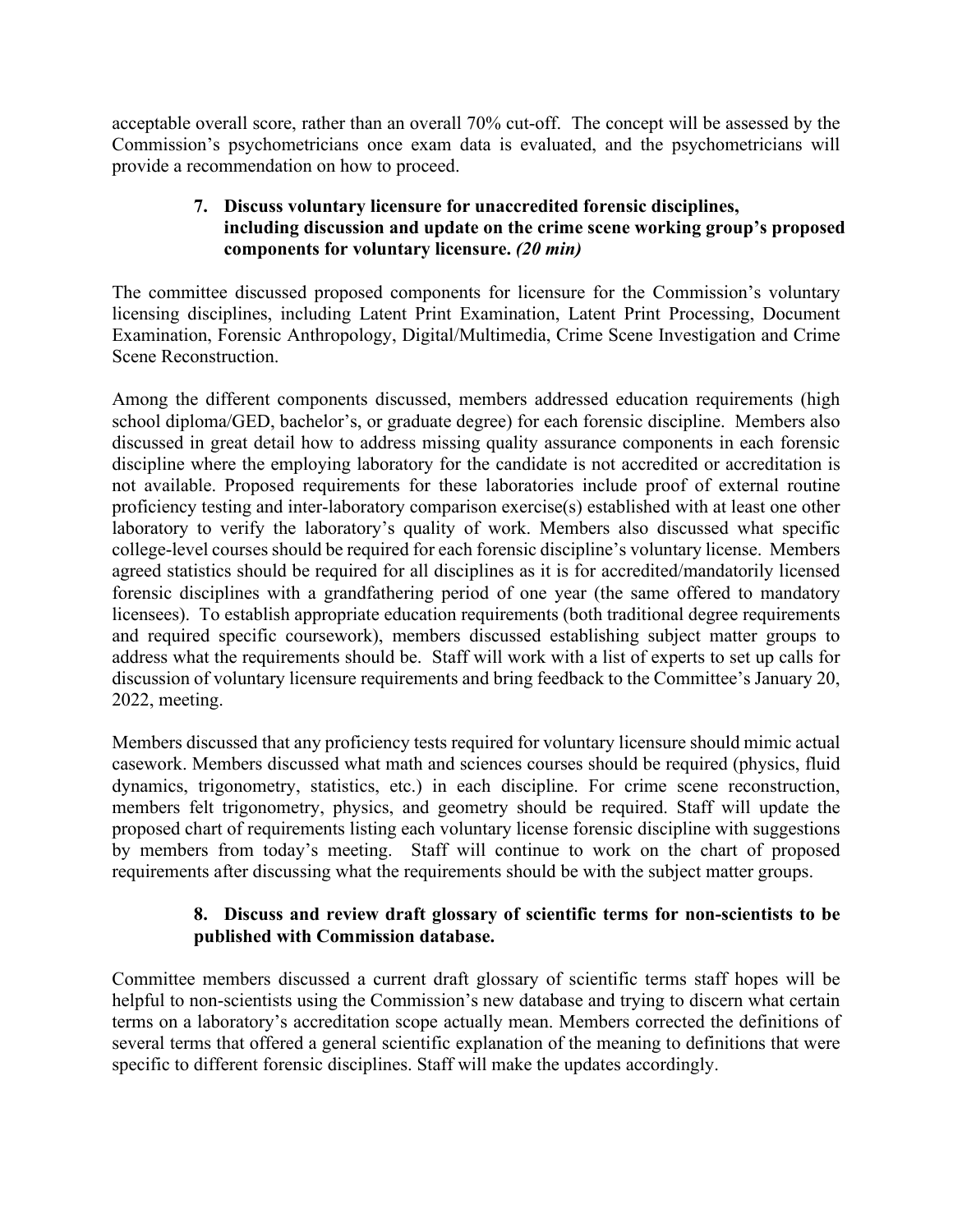acceptable overall score, rather than an overall 70% cut-off. The concept will be assessed by the Commission's psychometricians once exam data is evaluated, and the psychometricians will provide a recommendation on how to proceed.

### 7. Discuss voluntary licensure for unaccredited forensic disciplines, including discussion and update on the crime scene working group's proposed components for voluntary licensure. *(20 min)*

The committee discussed proposed components for licensure for the Commission's voluntary licensing disciplines, including Latent Print Examination, Latent Print Processing, Document Examination, Forensic Anthropology, Digital/Multimedia, Crime Scene Investigation and Crime Scene Reconstruction.

Among the different components discussed, members addressed education requirements (high school diploma/GED, bachelor's, or graduate degree) for each forensic discipline. Members also discussed in great detail how to address missing quality assurance components in each forensic discipline where the employing laboratory for the candidate is not accredited or accreditation is not available. Proposed requirements for these laboratories include proof of external routine proficiency testing and inter-laboratory comparison exercise(s) established with at least one other laboratory to verify the laboratory's quality of work. Members also discussed what specific college-level courses should be required for each forensic discipline's voluntary license. Members agreed statistics should be required for all disciplines as it is for accredited/mandatorily licensed forensic disciplines with a grandfathering period of one year (the same offered to mandatory licensees). To establish appropriate education requirements (both traditional degree requirements and required specific coursework), members discussed establishing subject matter groups to address what the requirements should be. Staff will work with a list of experts to set up calls for discussion of voluntary licensure requirements and bring feedback to the Committee's January 20, 2022, meeting.

Members discussed that any proficiency tests required for voluntary licensure should mimic actual casework. Members discussed what math and sciences courses should be required (physics, fluid dynamics, trigonometry, statistics, etc.) in each discipline. For crime scene reconstruction, members felt trigonometry, physics, and geometry should be required. Staff will update the proposed chart of requirements listing each voluntary license forensic discipline with suggestions by members from today's meeting. Staff will continue to work on the chart of proposed requirements after discussing what the requirements should be with the subject matter groups.

### 8. Discuss and review draft glossary of scientific terms for non-scientists to be published with Commission database.

Committee members discussed a current draft glossary of scientific terms staff hopes will be helpful to non-scientists using the Commission's new database and trying to discern what certain terms on a laboratory's accreditation scope actually mean. Members corrected the definitions of several terms that offered a general scientific explanation of the meaning to definitions that were specific to different forensic disciplines. Staff will make the updates accordingly.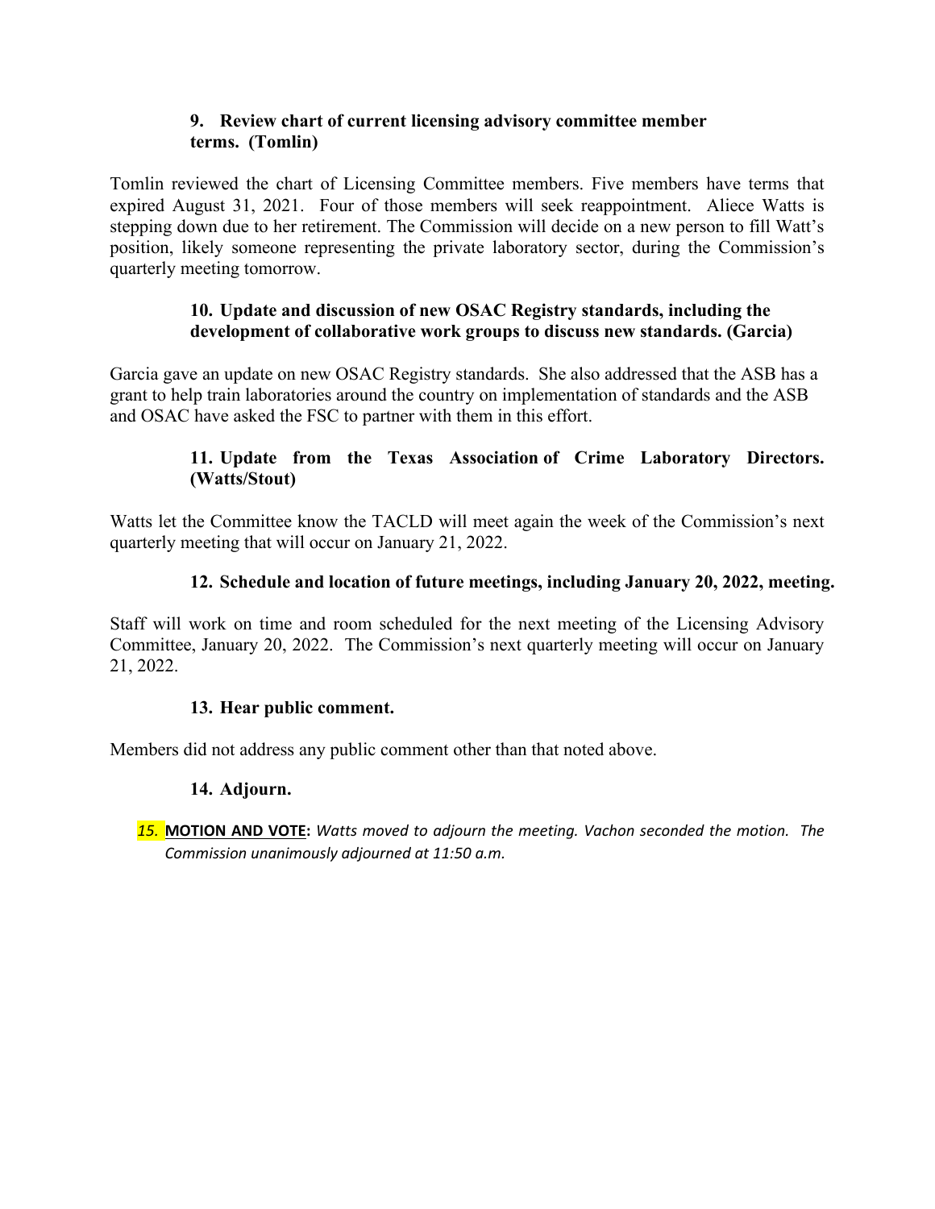**9. Review chart of current licensing advisory committee member terms. (Tomlin)**

Tomlin reviewed the chart of Licensing Committee members. Five members have terms that expired August 31, 2021. Four of those members will seek reappointment. Aliece Watts is stepping down due to her retirement. The Commission will decide on a new person to fill Watt's position, likely someone representing the private laboratory sector, during the Commission's quarterly meeting tomorrow.

**10. Update and discussion of new OSAC Registry standards, including the development of collaborative work groups to discuss new standards. (Garcia)**

Garcia gave an update on new OSAC Registry standards. She also addressed that the ASB has a grant to help train laboratories around the country on implementation of standards and the ASB and OSAC have asked the FSC to partner with them in this effort.

**11. Update from the Texas Association of Crime Laboratory Directors. (Watts/Stout)**

Watts let the Committee know the TACLD will meet again the week of the Commission's next quarterly meeting that will occur on January 21, 2022.

**12. Schedule and location of future meetings, including January 20, 2022, meeting.**

Staff will work on time and room scheduled for the next meeting of the Licensing Advisory Committee, January 20, 2022. The Commission's next quarterly meeting will occur on January 21, 2022.

**13. Hear public comment.**

Members did not address any public comment other than that noted above.

**14. Adjourn.**

*15.* **MOTION AND VOTE:** *Watts moved to adjourn the meeting. Vachon seconded the motion. The Commission unanimously adjourned at 11:50 a.m.*